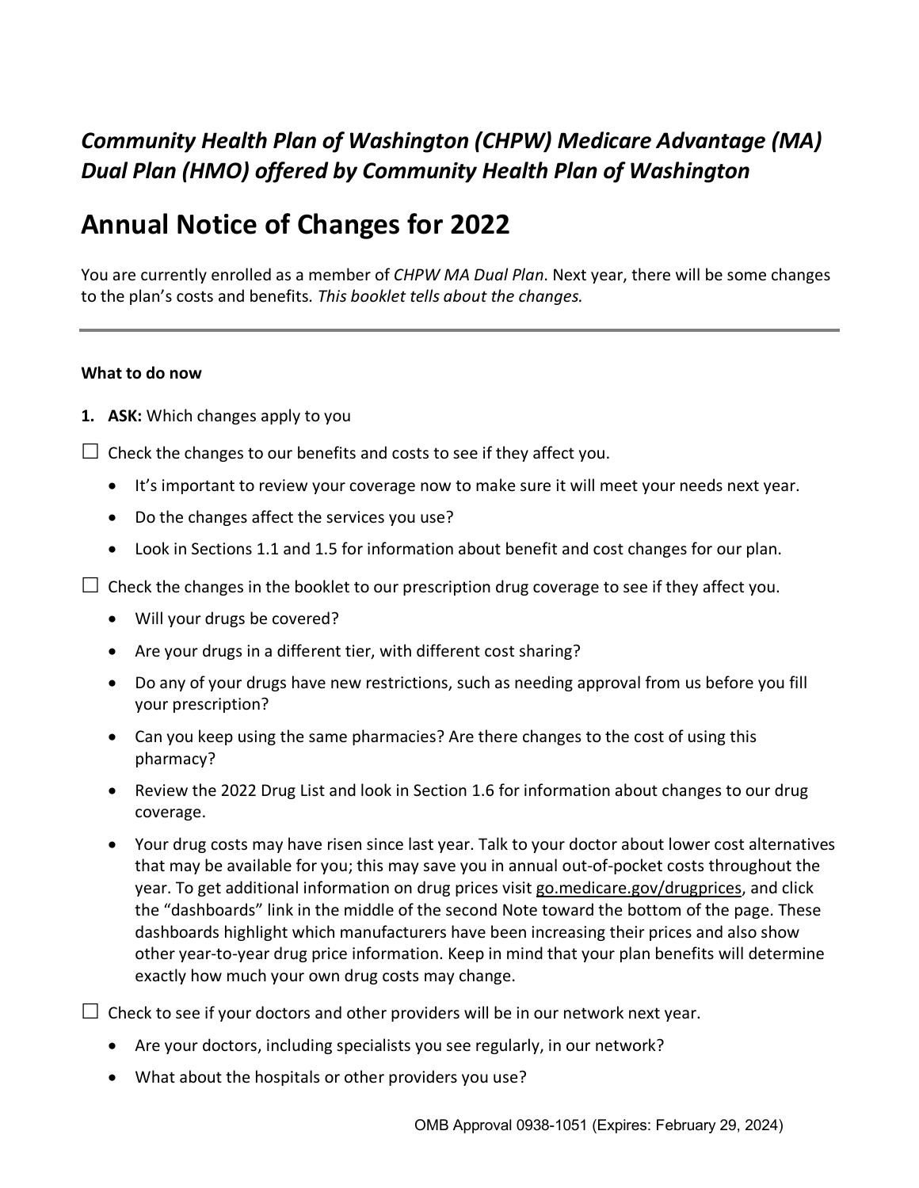# *Community Health Plan of Washington (CHPW) Medicare Advantage (MA) Dual Plan (HMO) offered by Community Health Plan of Washington*

## Annual Notice of Changes for 2022

You are currently enrolled as a member of *CHPW MA Dual Plan*. Next year, there will be some changes to the plan's costs and benefits. *This booklet tells about the changes.*

---

**What to do now**

1. **ASK:** Which changes apply to you

☐ Check the changes to our benefits and costs to see if they affect you.

- It's important to review your coverage now to make sure it will meet your needs next year.
- Do the changes affect the services you use?
- Look in Sections 1.1 and 1.5 for information about benefit and cost changes for our plan.

☐ Check the changes in the booklet to our prescription drug coverage to see if they affect you.

- Will your drugs be covered?
- Are your drugs in a different tier, with different cost sharing?
- Do any of your drugs have new restrictions, such as needing approval from us before you fill your prescription?
- Can you keep using the same pharmacies? Are there changes to the cost of using this pharmacy?
- Review the 2022 Drug List and look in Section 1.6 for information about changes to our drug coverage.
- Your drug costs may have risen since last year. Talk to your doctor about lower cost alternatives that may be available for you; this may save you in annual out-of-pocket costs throughout the year. To get additional information on drug prices visit go.medicare.gov/drugprices, and click the "dashboards" link in the middle of the second Note toward the bottom of the page. These dashboards highlight which manufacturers have been increasing their prices and also show other year-to-year drug price information. Keep in mind that your plan benefits will determine exactly how much your own drug costs may change.

☐ Check to see if your doctors and other providers will be in our network next year.

- Are your doctors, including specialists you see regularly, in our network?
- What about the hospitals or other providers you use?

OMB Approval 0938-1051 (Expires: February 29, 2024)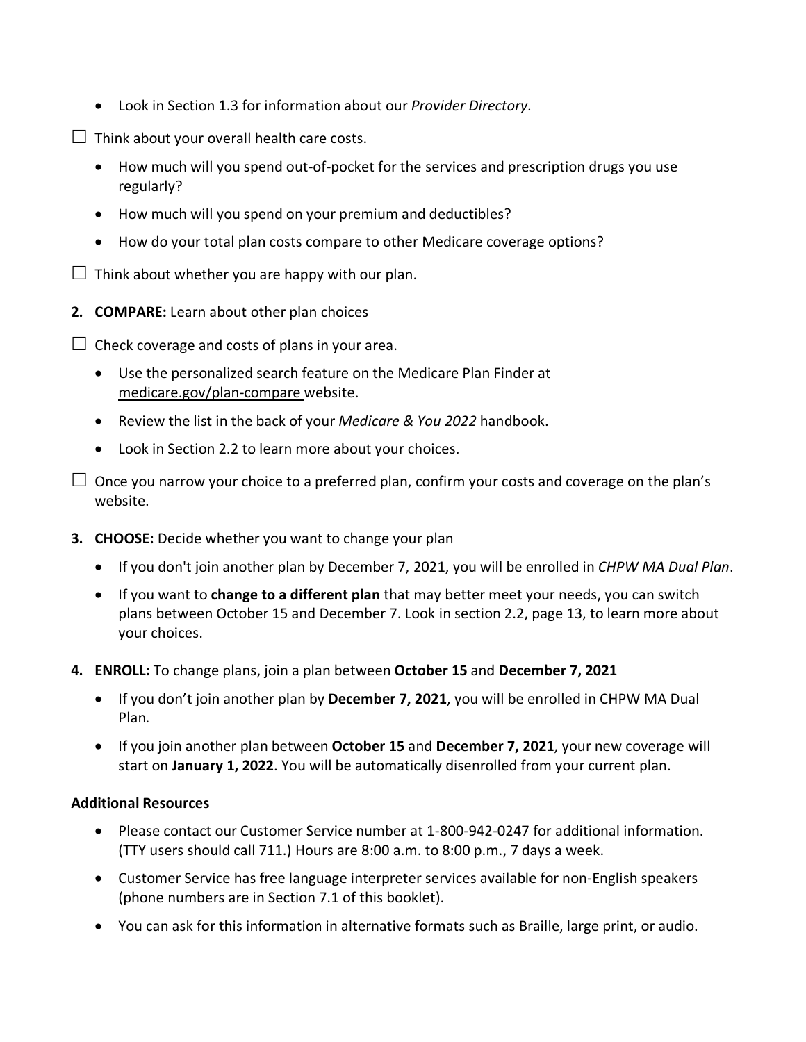- Look in Section 1.3 for information about our *Provider Directory*.

☐ Think about your overall health care costs.

- How much will you spend out-of-pocket for the services and prescription drugs you use regularly?
- How much will you spend on your premium and deductibles?
- How do your total plan costs compare to other Medicare coverage options?

☐ Think about whether you are happy with our plan.

**2. COMPARE:** Learn about other plan choices

☐ Check coverage and costs of plans in your area.

- Use the personalized search feature on the Medicare Plan Finder at medicare.gov/plan-compare website.
- Review the list in the back of your *Medicare & You 2022* handbook.
- Look in Section 2.2 to learn more about your choices.

☐ Once you narrow your choice to a preferred plan, confirm your costs and coverage on the plan's website.

**3. CHOOSE:** Decide whether you want to change your plan

- If you don't join another plan by December 7, 2021, you will be enrolled in *CHPW MA Dual Plan*.
- If you want to **change to a different plan** that may better meet your needs, you can switch plans between October 15 and December 7. Look in section 2.2, page 13, to learn more about your choices.

**4. ENROLL:** To change plans, join a plan between **October 15** and **December 7, 2021**

- If you don't join another plan by **December 7, 2021**, you will be enrolled in CHPW MA Dual Plan.
- If you join another plan between **October 15** and **December 7, 2021**, your new coverage will start on **January 1, 2022**. You will be automatically disenrolled from your current plan.

**Additional Resources**

- Please contact our Customer Service number at 1-800-942-0247 for additional information. (TTY users should call 711.) Hours are 8:00 a.m. to 8:00 p.m., 7 days a week.
- Customer Service has free language interpreter services available for non-English speakers (phone numbers are in Section 7.1 of this booklet).
- You can ask for this information in alternative formats such as Braille, large print, or audio.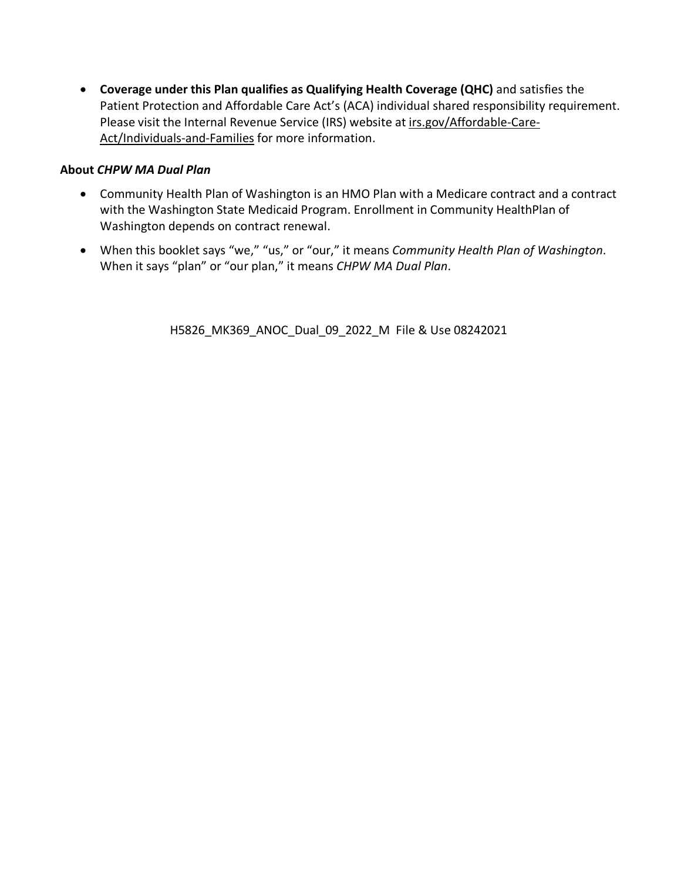- **Coverage under this Plan qualifies as Qualifying Health Coverage (QHC)** and satisfies the Patient Protection and Affordable Care Act's (ACA) individual shared responsibility requirement. Please visit the Internal Revenue Service (IRS) website at irs.gov/Affordable-Care-Act/Individuals-and-Families for more information.

**About *CHPW MA Dual Plan***

- Community Health Plan of Washington is an HMO Plan with a Medicare contract and a contract with the Washington State Medicaid Program. Enrollment in Community HealthPlan of Washington depends on contract renewal.
- When this booklet says "we," "us," or "our," it means *Community Health Plan of Washington*. When it says "plan" or "our plan," it means *CHPW MA Dual Plan*.

H5826_MK369_ANOC_Dual_09_2022_M File & Use 08242021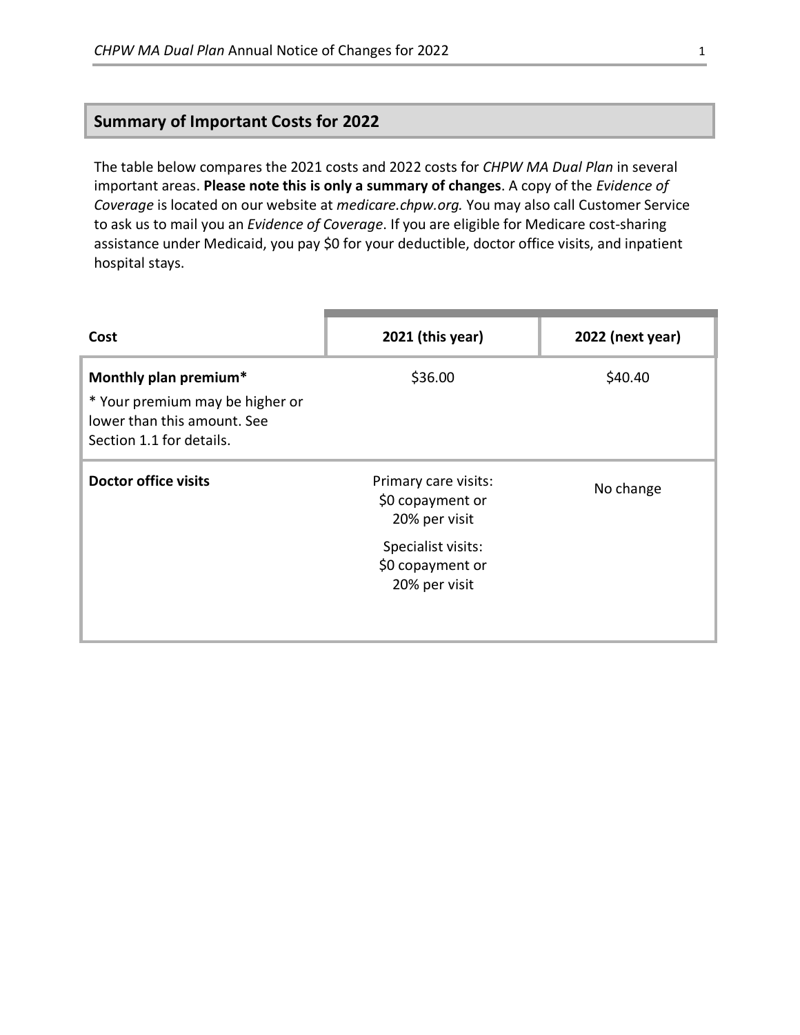## Summary of Important Costs for 2022

The table below compares the 2021 costs and 2022 costs for *CHPW MA Dual Plan* in several important areas. **Please note this is only a summary of changes**. A copy of the *Evidence of Coverage* is located on our website at *medicare.chpw.org.* You may also call Customer Service to ask us to mail you an *Evidence of Coverage*. If you are eligible for Medicare cost-sharing assistance under Medicaid, you pay $0 for your deductible, doctor office visits, and inpatient hospital stays.

| Cost | 2021 (this year) | 2022 (next year) |
|---|---|---|
| **Monthly plan premium***<br>* Your premium may be higher or lower than this amount. See Section 1.1 for details. | $36.00 | $40.40 |
| **Doctor office visits** | Primary care visits: $0 copayment or 20% per visit<br>Specialist visits: $0 copayment or 20% per visit | No change |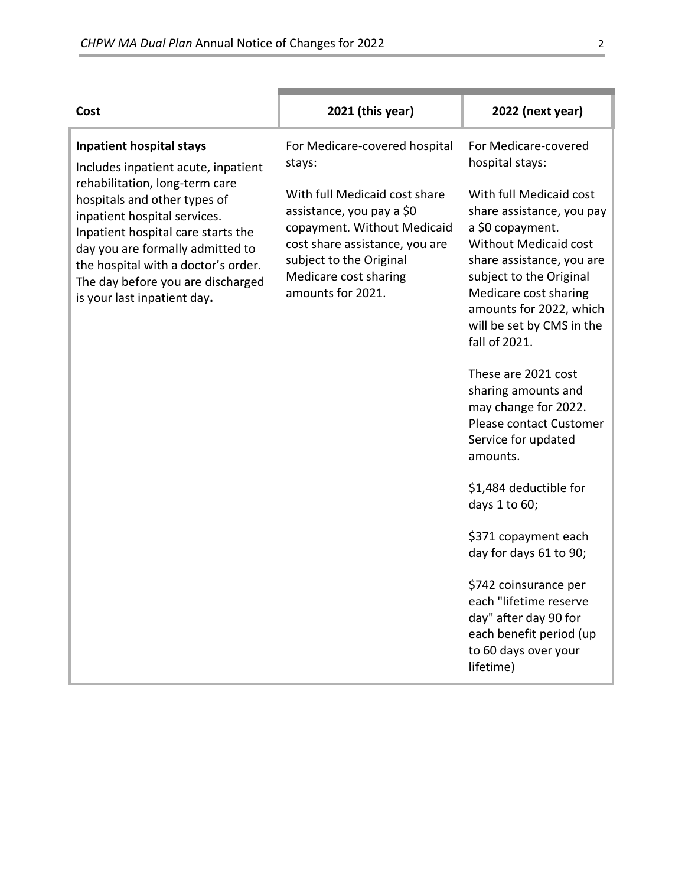| Cost | 2021 (this year) | 2022 (next year) |
|---|---|---|
| **Inpatient hospital stays**<br>Includes inpatient acute, inpatient rehabilitation, long-term care hospitals and other types of inpatient hospital services. Inpatient hospital care starts the day you are formally admitted to the hospital with a doctor's order. The day before you are discharged is your last inpatient day**.** | For Medicare-covered hospital stays:<br><br>With full Medicaid cost share assistance, you pay a $0 copayment. Without Medicaid cost share assistance, you are subject to the Original Medicare cost sharing amounts for 2021. | For Medicare-covered hospital stays:<br><br>With full Medicaid cost share assistance, you pay a $0 copayment. Without Medicaid cost share assistance, you are subject to the Original Medicare cost sharing amounts for 2022, which will be set by CMS in the fall of 2021.<br><br>These are 2021 cost sharing amounts and may change for 2022. Please contact Customer Service for updated amounts.<br><br>$1,484 deductible for days 1 to 60;<br><br>$371 copayment each day for days 61 to 90;<br><br>$742 coinsurance per each "lifetime reserve day" after day 90 for each benefit period (up to 60 days over your lifetime) |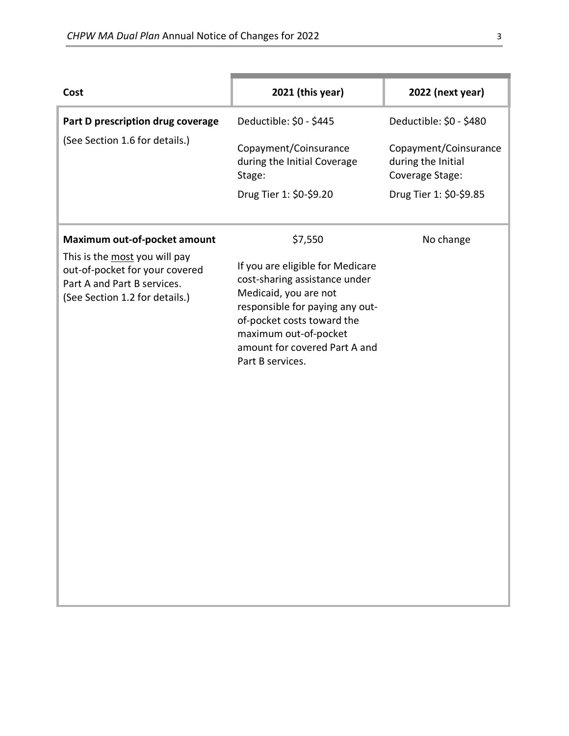| Cost | 2021 (this year) | 2022 (next year) |
|---|---|---|
| **Part D prescription drug coverage**<br>(See Section 1.6 for details.) | Deductible: $0 - $445<br>Copayment/Coinsurance during the Initial Coverage Stage:<br>Drug Tier 1: $0-$9.20 | Deductible: $0 - $480<br>Copayment/Coinsurance during the Initial Coverage Stage:<br>Drug Tier 1: $0-$9.85 |
| **Maximum out-of-pocket amount**<br>This is the most you will pay out-of-pocket for your covered Part A and Part B services. (See Section 1.2 for details.) | $7,550<br>If you are eligible for Medicare cost-sharing assistance under Medicaid, you are not responsible for paying any out-of-pocket costs toward the maximum out-of-pocket amount for covered Part A and Part B services. | No change |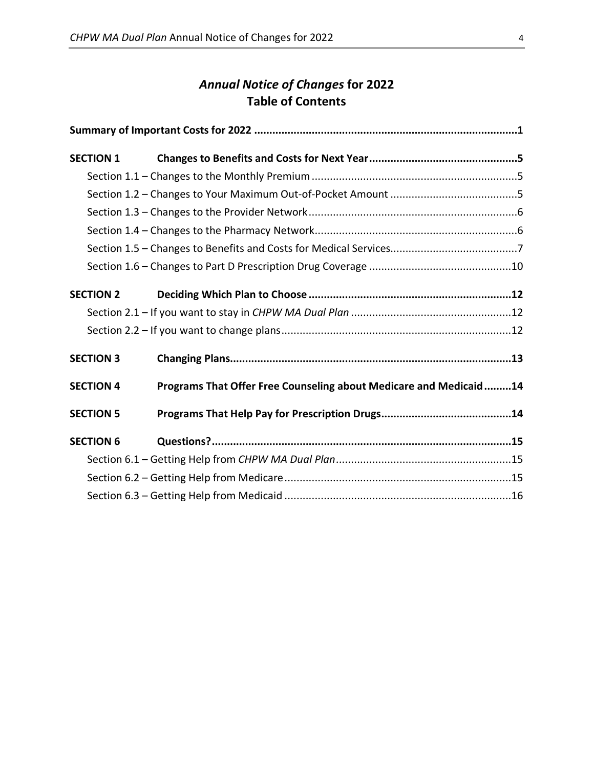# *Annual Notice of Changes* for 2022
## Table of Contents

**Summary of Important Costs for 2022 ........................................................................................1**

**SECTION 1 Changes to Benefits and Costs for Next Year................................................5**

- Section 1.1 – Changes to the Monthly Premium ....................................................................5
- Section 1.2 – Changes to Your Maximum Out-of-Pocket Amount ..........................................5
- Section 1.3 – Changes to the Provider Network .....................................................................6
- Section 1.4 – Changes to the Pharmacy Network...................................................................6
- Section 1.5 – Changes to Benefits and Costs for Medical Services..........................................7
- Section 1.6 – Changes to Part D Prescription Drug Coverage ...............................................10

**SECTION 2 Deciding Which Plan to Choose .................................................................12**

- Section 2.1 – If you want to stay in *CHPW MA Dual Plan* .....................................................12
- Section 2.2 – If you want to change plans.............................................................................12

**SECTION 3 Changing Plans...........................................................................................13**

**SECTION 4 Programs That Offer Free Counseling about Medicare and Medicaid .........14**

**SECTION 5 Programs That Help Pay for Prescription Drugs...........................................14**

**SECTION 6 Questions?..................................................................................................15**

- Section 6.1 – Getting Help from *CHPW MA Dual Plan*..........................................................15
- Section 6.2 – Getting Help from Medicare............................................................................15
- Section 6.3 – Getting Help from Medicaid ............................................................................16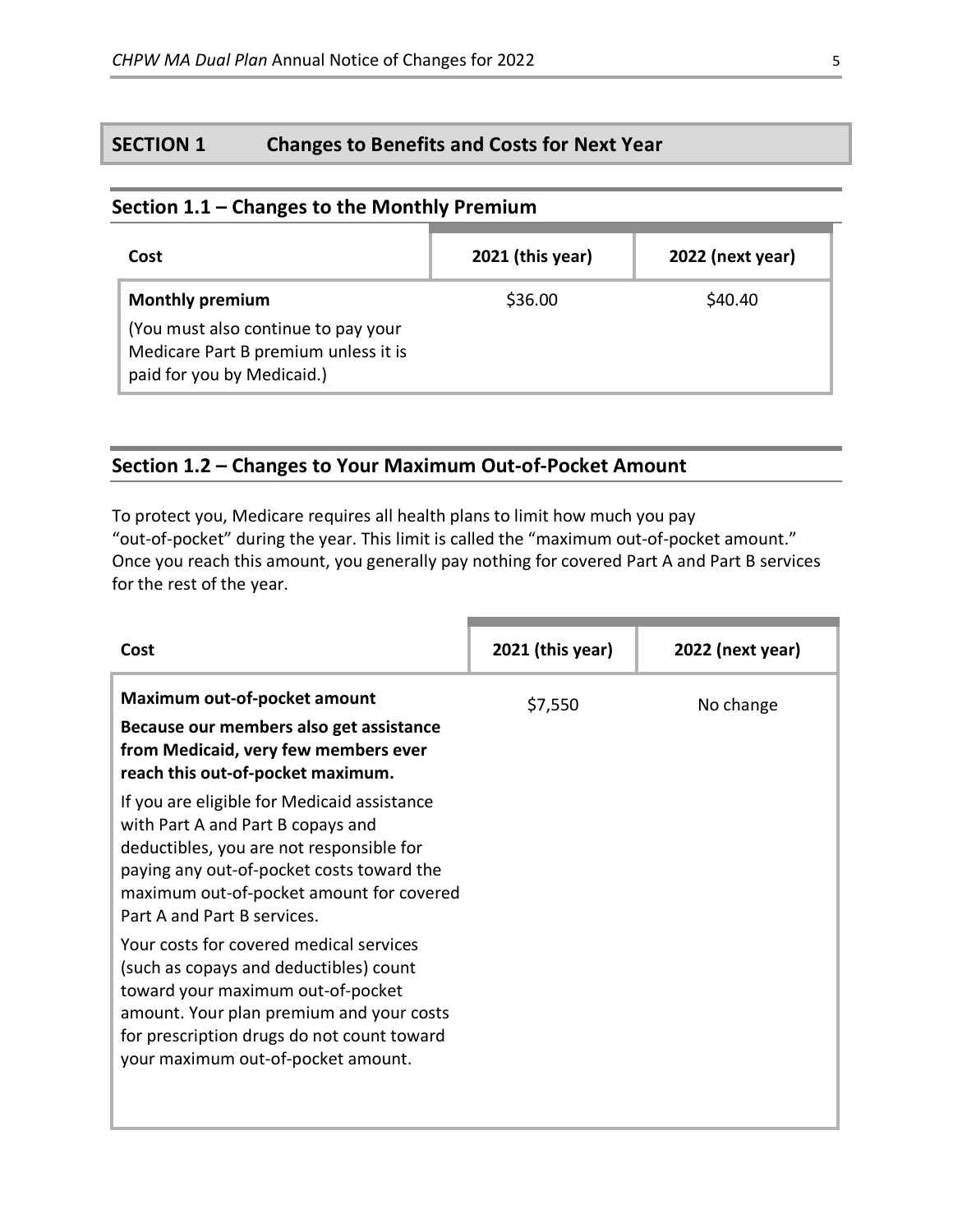## SECTION 1 Changes to Benefits and Costs for Next Year

### Section 1.1 – Changes to the Monthly Premium

| Cost | 2021 (this year) | 2022 (next year) |
|---|---|---|
| **Monthly premium**<br>(You must also continue to pay your Medicare Part B premium unless it is paid for you by Medicaid.) | $36.00 | $40.40 |

### Section 1.2 – Changes to Your Maximum Out-of-Pocket Amount

To protect you, Medicare requires all health plans to limit how much you pay "out-of-pocket" during the year. This limit is called the "maximum out-of-pocket amount." Once you reach this amount, you generally pay nothing for covered Part A and Part B services for the rest of the year.

| Cost | 2021 (this year) | 2022 (next year) |
|---|---|---|
| **Maximum out-of-pocket amount**<br>**Because our members also get assistance from Medicaid, very few members ever reach this out-of-pocket maximum.**<br>If you are eligible for Medicaid assistance with Part A and Part B copays and deductibles, you are not responsible for paying any out-of-pocket costs toward the maximum out-of-pocket amount for covered Part A and Part B services.<br>Your costs for covered medical services (such as copays and deductibles) count toward your maximum out-of-pocket amount. Your plan premium and your costs for prescription drugs do not count toward your maximum out-of-pocket amount. | $7,550 | No change |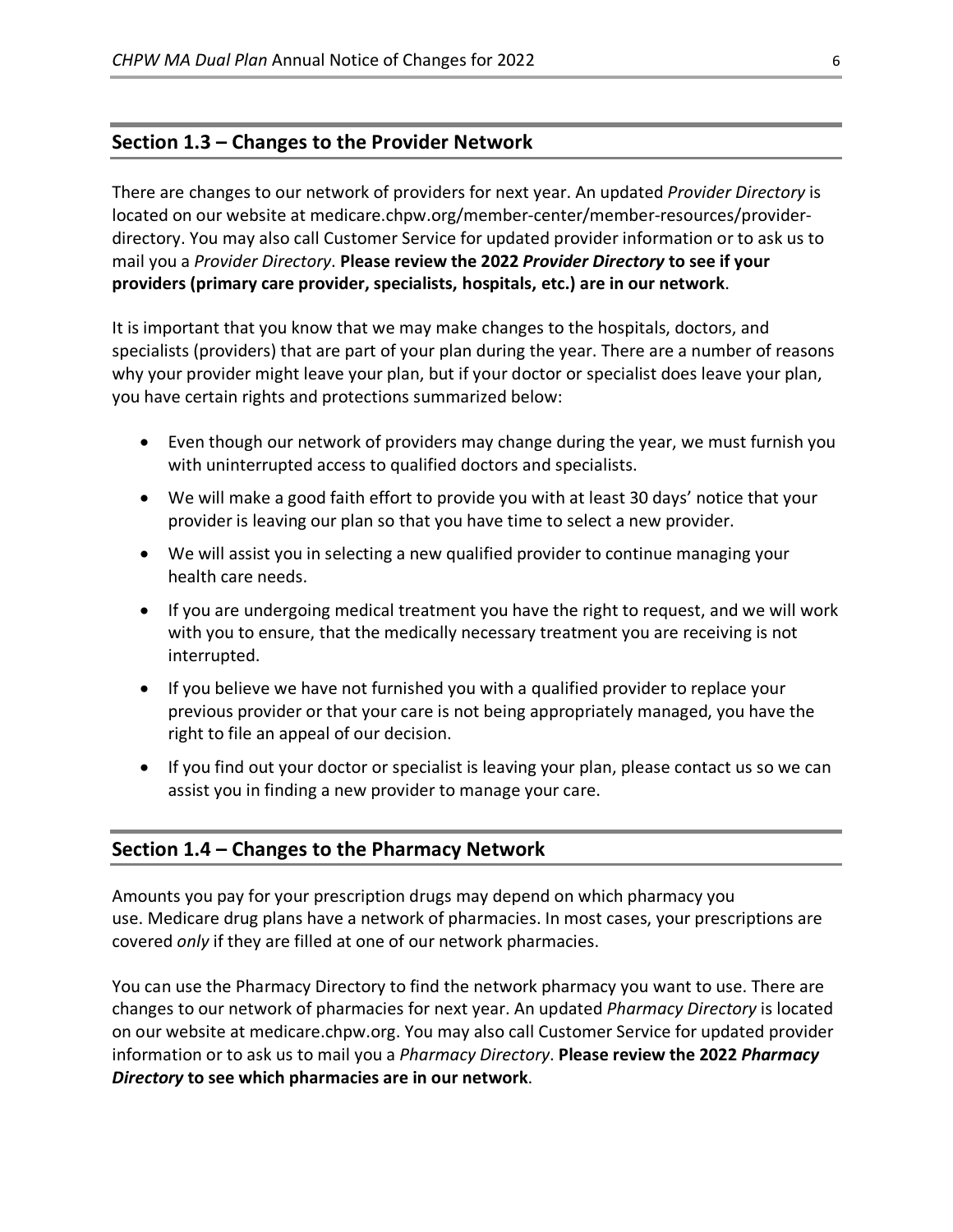## Section 1.3 – Changes to the Provider Network

There are changes to our network of providers for next year. An updated *Provider Directory* is located on our website at medicare.chpw.org/member-center/member-resources/provider-directory. You may also call Customer Service for updated provider information or to ask us to mail you a *Provider Directory*. **Please review the 2022 *Provider Directory* to see if your providers (primary care provider, specialists, hospitals, etc.) are in our network**.

It is important that you know that we may make changes to the hospitals, doctors, and specialists (providers) that are part of your plan during the year. There are a number of reasons why your provider might leave your plan, but if your doctor or specialist does leave your plan, you have certain rights and protections summarized below:

- Even though our network of providers may change during the year, we must furnish you with uninterrupted access to qualified doctors and specialists.
- We will make a good faith effort to provide you with at least 30 days' notice that your provider is leaving our plan so that you have time to select a new provider.
- We will assist you in selecting a new qualified provider to continue managing your health care needs.
- If you are undergoing medical treatment you have the right to request, and we will work with you to ensure, that the medically necessary treatment you are receiving is not interrupted.
- If you believe we have not furnished you with a qualified provider to replace your previous provider or that your care is not being appropriately managed, you have the right to file an appeal of our decision.
- If you find out your doctor or specialist is leaving your plan, please contact us so we can assist you in finding a new provider to manage your care.

## Section 1.4 – Changes to the Pharmacy Network

Amounts you pay for your prescription drugs may depend on which pharmacy you use. Medicare drug plans have a network of pharmacies. In most cases, your prescriptions are covered *only* if they are filled at one of our network pharmacies.

You can use the Pharmacy Directory to find the network pharmacy you want to use. There are changes to our network of pharmacies for next year. An updated *Pharmacy Directory* is located on our website at medicare.chpw.org. You may also call Customer Service for updated provider information or to ask us to mail you a *Pharmacy Directory*. **Please review the 2022 *Pharmacy Directory* to see which pharmacies are in our network**.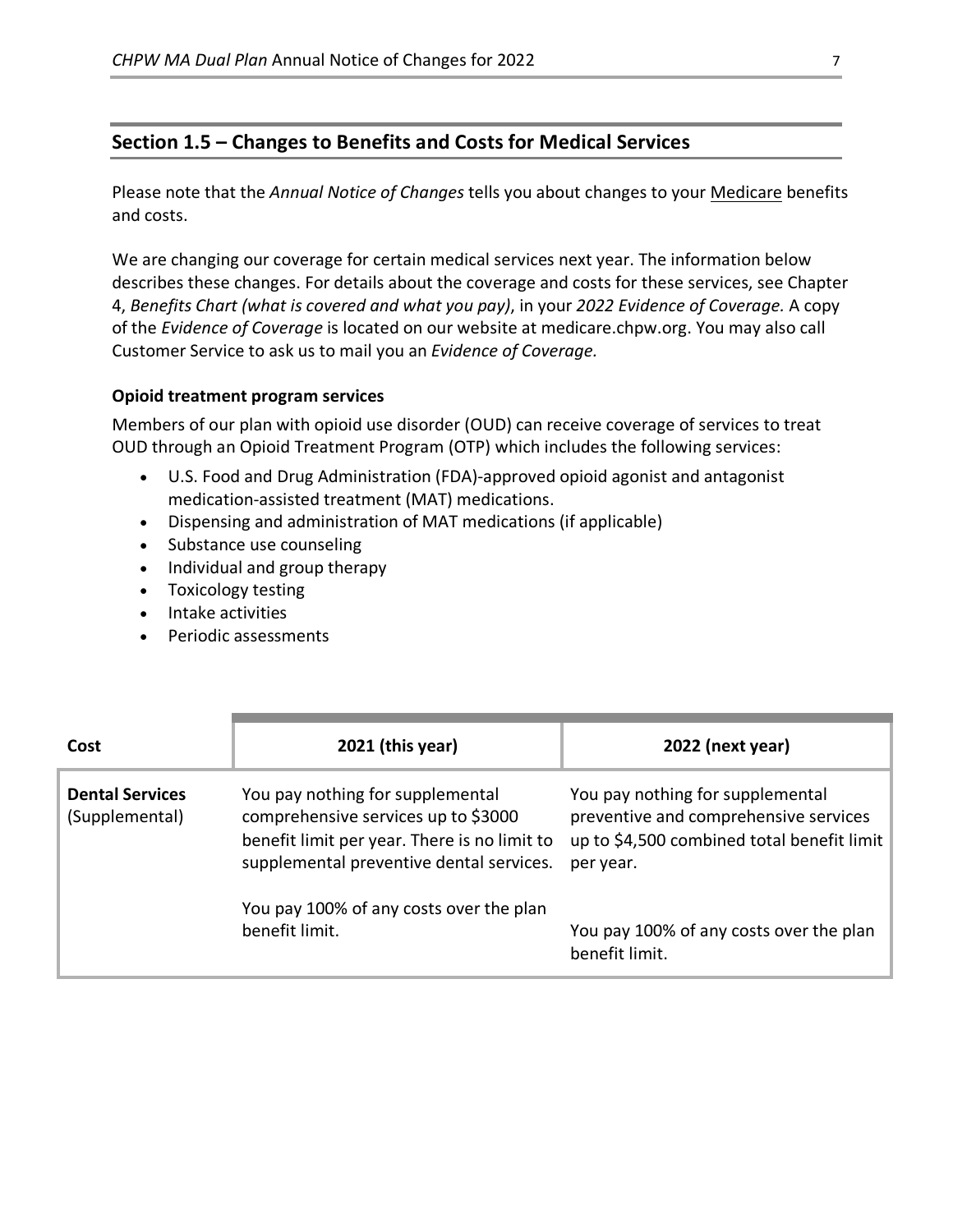## Section 1.5 – Changes to Benefits and Costs for Medical Services

Please note that the *Annual Notice of Changes* tells you about changes to your Medicare benefits and costs.

We are changing our coverage for certain medical services next year. The information below describes these changes. For details about the coverage and costs for these services, see Chapter 4, *Benefits Chart (what is covered and what you pay)*, in your *2022 Evidence of Coverage.* A copy of the *Evidence of Coverage* is located on our website at medicare.chpw.org. You may also call Customer Service to ask us to mail you an *Evidence of Coverage.*

**Opioid treatment program services**

Members of our plan with opioid use disorder (OUD) can receive coverage of services to treat OUD through an Opioid Treatment Program (OTP) which includes the following services:

- U.S. Food and Drug Administration (FDA)-approved opioid agonist and antagonist medication-assisted treatment (MAT) medications.
- Dispensing and administration of MAT medications (if applicable)
- Substance use counseling
- Individual and group therapy
- Toxicology testing
- Intake activities
- Periodic assessments

| Cost | 2021 (this year) | 2022 (next year) |
|---|---|---|
| **Dental Services** (Supplemental) | You pay nothing for supplemental comprehensive services up to $3000 benefit limit per year. There is no limit to supplemental preventive dental services.<br><br>You pay 100% of any costs over the plan benefit limit. | You pay nothing for supplemental preventive and comprehensive services up to $4,500 combined total benefit limit per year.<br><br>You pay 100% of any costs over the plan benefit limit. |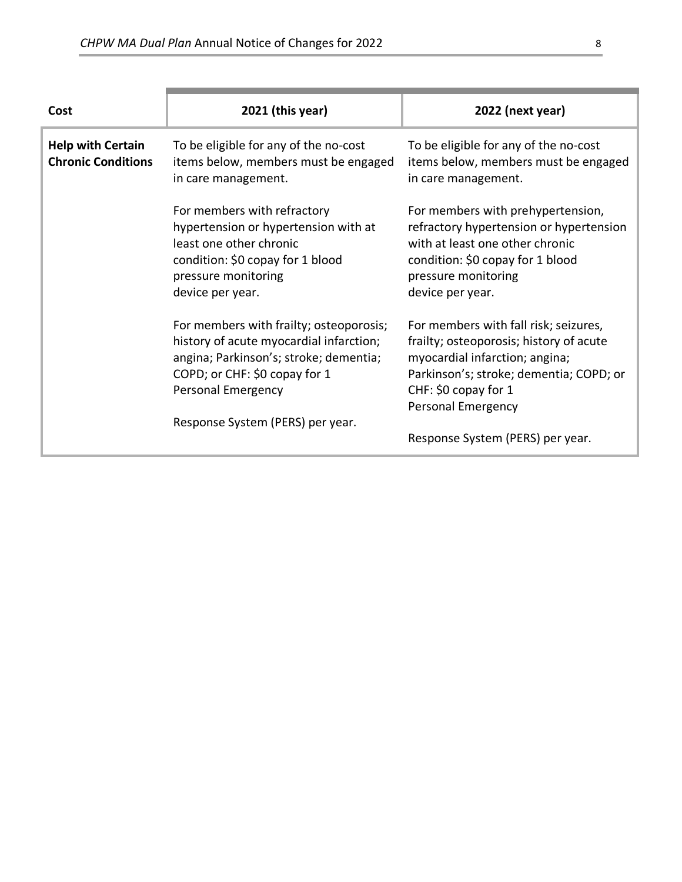| Cost | 2021 (this year) | 2022 (next year) |
| --- | --- | --- |
| **Help with Certain Chronic Conditions** | To be eligible for any of the no-cost items below, members must be engaged in care management.<br><br>For members with refractory hypertension or hypertension with at least one other chronic condition: $0 copay for 1 blood pressure monitoring device per year.<br><br>For members with frailty; osteoporosis; history of acute myocardial infarction; angina; Parkinson's; stroke; dementia; COPD; or CHF: $0 copay for 1 Personal Emergency Response System (PERS) per year. | To be eligible for any of the no-cost items below, members must be engaged in care management.<br><br>For members with prehypertension, refractory hypertension or hypertension with at least one other chronic condition: $0 copay for 1 blood pressure monitoring device per year.<br><br>For members with fall risk; seizures, frailty; osteoporosis; history of acute myocardial infarction; angina; Parkinson's; stroke; dementia; COPD; or CHF: $0 copay for 1 Personal Emergency Response System (PERS) per year. |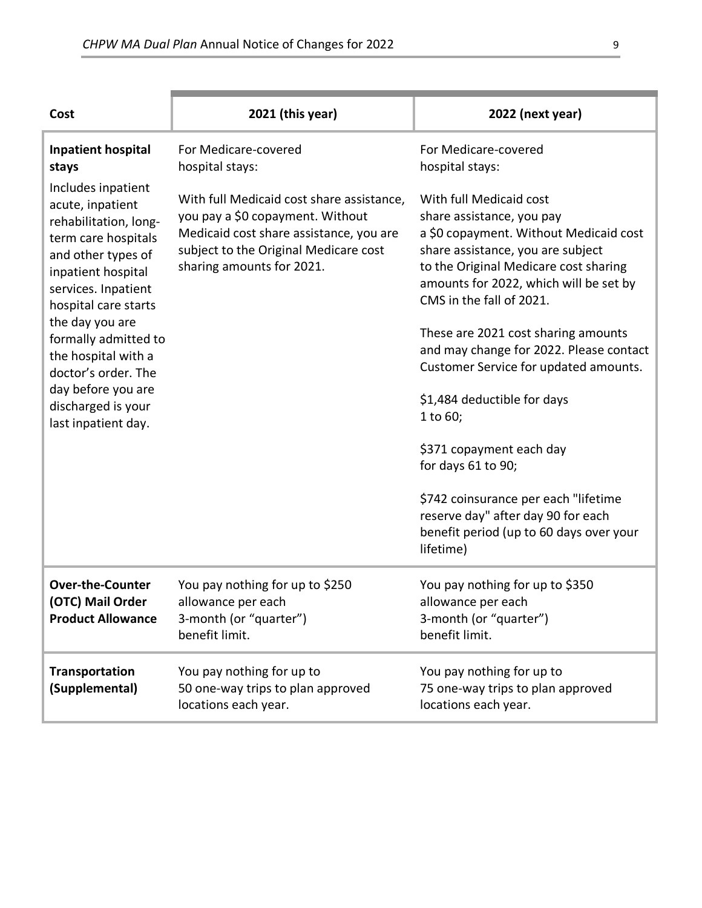| Cost | 2021 (this year) | 2022 (next year) |
|---|---|---|
| **Inpatient hospital stays**<br><br>Includes inpatient acute, inpatient rehabilitation, long-term care hospitals and other types of inpatient hospital services. Inpatient hospital care starts the day you are formally admitted to the hospital with a doctor's order. The day before you are discharged is your last inpatient day. | For Medicare-covered hospital stays:<br><br>With full Medicaid cost share assistance, you pay a $0 copayment. Without Medicaid cost share assistance, you are subject to the Original Medicare cost sharing amounts for 2021. | For Medicare-covered hospital stays:<br><br>With full Medicaid cost share assistance, you pay a $0 copayment. Without Medicaid cost share assistance, you are subject to the Original Medicare cost sharing amounts for 2022, which will be set by CMS in the fall of 2021.<br><br>These are 2021 cost sharing amounts and may change for 2022. Please contact Customer Service for updated amounts.<br><br>$1,484 deductible for days 1 to 60;<br><br>$371 copayment each day for days 61 to 90;<br><br>$742 coinsurance per each "lifetime reserve day" after day 90 for each benefit period (up to 60 days over your lifetime) |
| **Over-the-Counter (OTC) Mail Order Product Allowance** | You pay nothing for up to $250 allowance per each 3-month (or "quarter") benefit limit. | You pay nothing for up to $350 allowance per each 3-month (or "quarter") benefit limit. |
| **Transportation (Supplemental)** | You pay nothing for up to 50 one-way trips to plan approved locations each year. | You pay nothing for up to 75 one-way trips to plan approved locations each year. |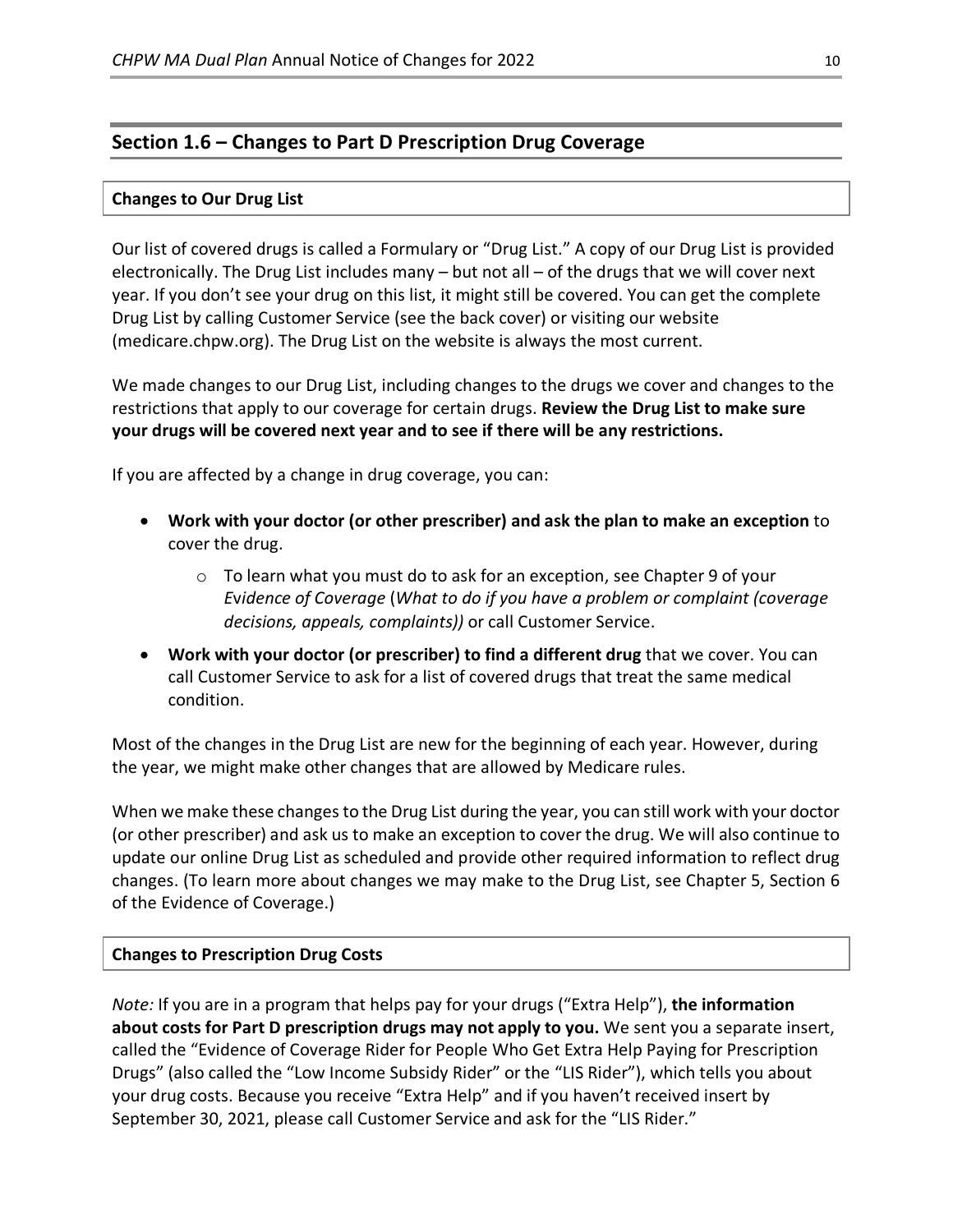## Section 1.6 – Changes to Part D Prescription Drug Coverage

### Changes to Our Drug List

Our list of covered drugs is called a Formulary or "Drug List." A copy of our Drug List is provided electronically. The Drug List includes many – but not all – of the drugs that we will cover next year. If you don't see your drug on this list, it might still be covered. You can get the complete Drug List by calling Customer Service (see the back cover) or visiting our website (medicare.chpw.org). The Drug List on the website is always the most current.

We made changes to our Drug List, including changes to the drugs we cover and changes to the restrictions that apply to our coverage for certain drugs. **Review the Drug List to make sure your drugs will be covered next year and to see if there will be any restrictions.**

If you are affected by a change in drug coverage, you can:

- **Work with your doctor (or other prescriber) and ask the plan to make an exception** to cover the drug.
  - To learn what you must do to ask for an exception, see Chapter 9 of your *Evidence of Coverage* (*What to do if you have a problem or complaint (coverage decisions, appeals, complaints))* or call Customer Service.
- **Work with your doctor (or prescriber) to find a different drug** that we cover. You can call Customer Service to ask for a list of covered drugs that treat the same medical condition.

Most of the changes in the Drug List are new for the beginning of each year. However, during the year, we might make other changes that are allowed by Medicare rules.

When we make these changes to the Drug List during the year, you can still work with your doctor (or other prescriber) and ask us to make an exception to cover the drug. We will also continue to update our online Drug List as scheduled and provide other required information to reflect drug changes. (To learn more about changes we may make to the Drug List, see Chapter 5, Section 6 of the Evidence of Coverage.)

### Changes to Prescription Drug Costs

*Note:* If you are in a program that helps pay for your drugs ("Extra Help"), **the information about costs for Part D prescription drugs may not apply to you.** We sent you a separate insert, called the "Evidence of Coverage Rider for People Who Get Extra Help Paying for Prescription Drugs" (also called the "Low Income Subsidy Rider" or the "LIS Rider"), which tells you about your drug costs. Because you receive "Extra Help" and if you haven't received insert by September 30, 2021, please call Customer Service and ask for the "LIS Rider."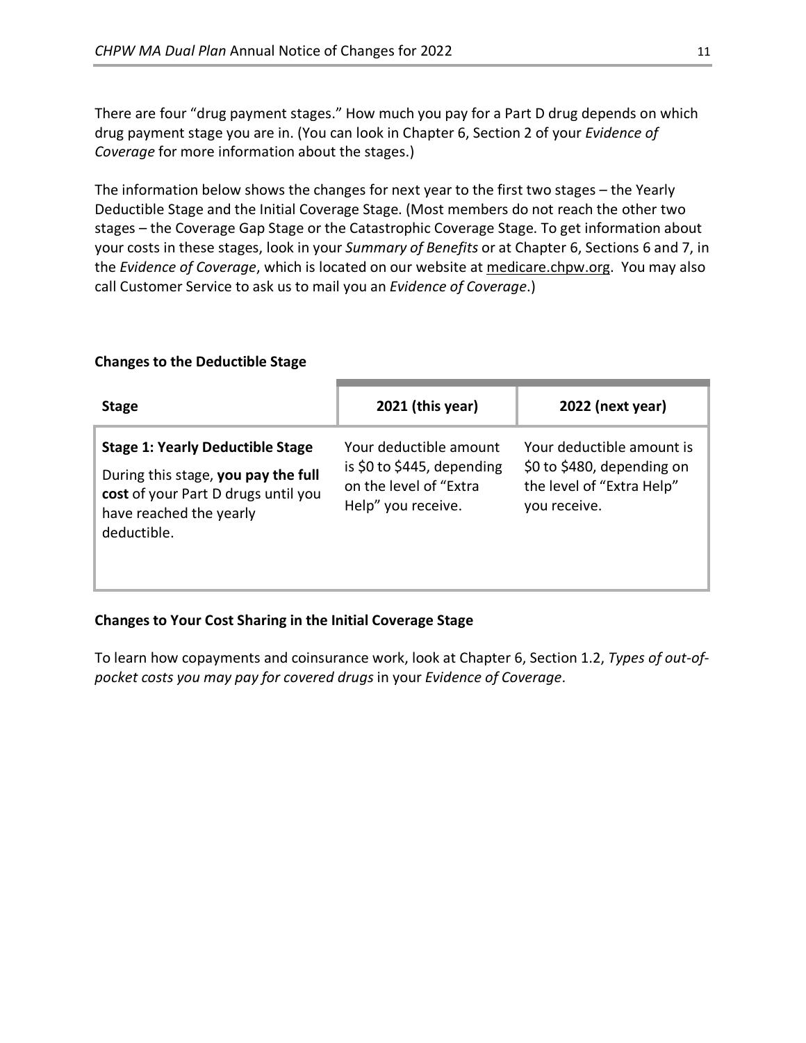There are four "drug payment stages." How much you pay for a Part D drug depends on which drug payment stage you are in. (You can look in Chapter 6, Section 2 of your *Evidence of Coverage* for more information about the stages.)

The information below shows the changes for next year to the first two stages – the Yearly Deductible Stage and the Initial Coverage Stage. (Most members do not reach the other two stages – the Coverage Gap Stage or the Catastrophic Coverage Stage. To get information about your costs in these stages, look in your *Summary of Benefits* or at Chapter 6, Sections 6 and 7, in the *Evidence of Coverage*, which is located on our website at medicare.chpw.org. You may also call Customer Service to ask us to mail you an *Evidence of Coverage*.)

**Changes to the Deductible Stage**

| Stage | 2021 (this year) | 2022 (next year) |
|---|---|---|
| **Stage 1: Yearly Deductible Stage**<br>During this stage, **you pay the full cost** of your Part D drugs until you have reached the yearly deductible. | Your deductible amount is $0 to $445, depending on the level of "Extra Help" you receive. | Your deductible amount is $0 to $480, depending on the level of "Extra Help" you receive. |

**Changes to Your Cost Sharing in the Initial Coverage Stage**

To learn how copayments and coinsurance work, look at Chapter 6, Section 1.2, *Types of out-of-pocket costs you may pay for covered drugs* in your *Evidence of Coverage*.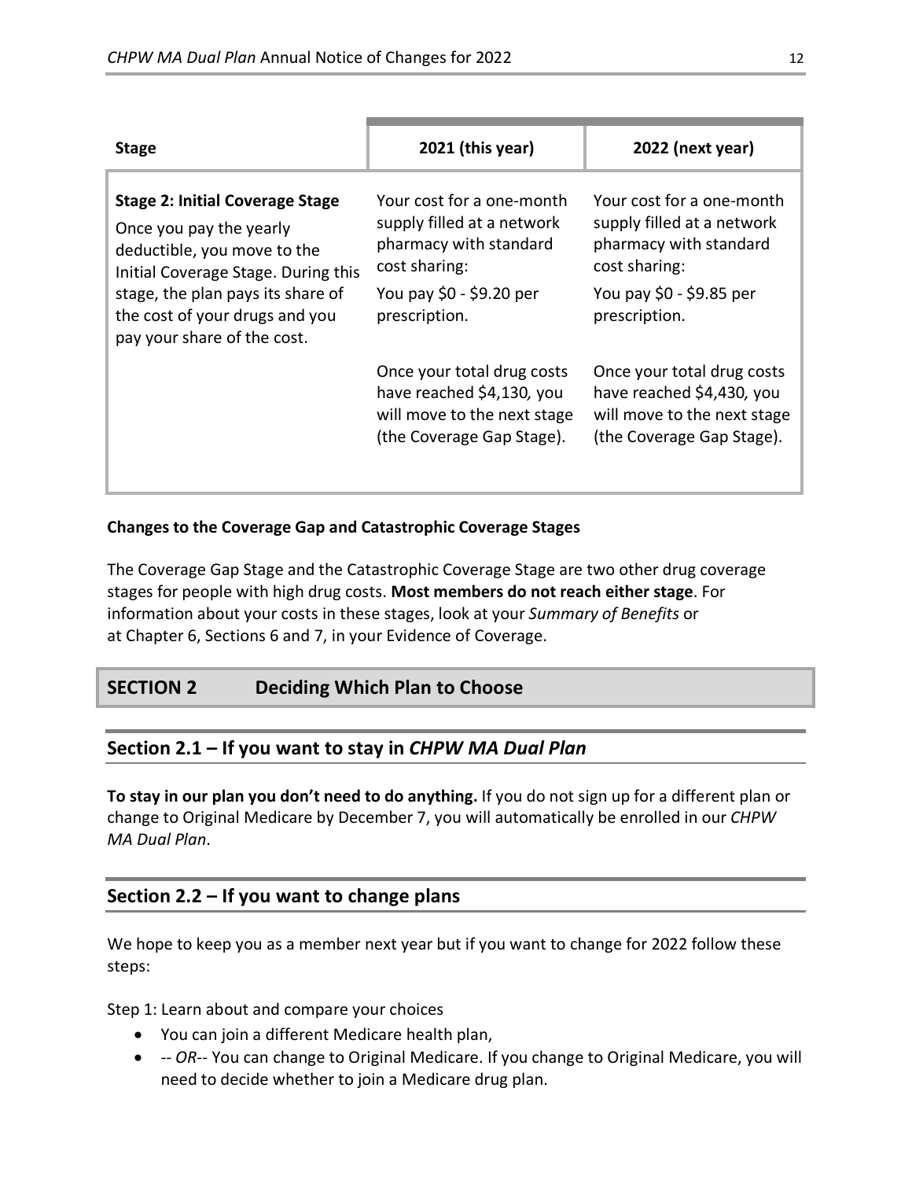| Stage | 2021 (this year) | 2022 (next year) |
|---|---|---|
| **Stage 2: Initial Coverage Stage**<br>Once you pay the yearly deductible, you move to the Initial Coverage Stage. During this stage, the plan pays its share of the cost of your drugs and you pay your share of the cost. | Your cost for a one-month supply filled at a network pharmacy with standard cost sharing:<br>You pay $0 - $9.20 per prescription.<br><br>Once your total drug costs have reached $4,130*,* you will move to the next stage (the Coverage Gap Stage). | Your cost for a one-month supply filled at a network pharmacy with standard cost sharing:<br>You pay $0 - $9.85 per prescription.<br><br>Once your total drug costs have reached $4,430*,* you will move to the next stage (the Coverage Gap Stage). |

**Changes to the Coverage Gap and Catastrophic Coverage Stages**

The Coverage Gap Stage and the Catastrophic Coverage Stage are two other drug coverage stages for people with high drug costs. **Most members do not reach either stage**. For information about your costs in these stages, look at your *Summary of Benefits* or at Chapter 6, Sections 6 and 7, in your Evidence of Coverage.

## SECTION 2 Deciding Which Plan to Choose

### Section 2.1 – If you want to stay in *CHPW MA Dual Plan*

**To stay in our plan you don't need to do anything.** If you do not sign up for a different plan or change to Original Medicare by December 7, you will automatically be enrolled in our *CHPW MA Dual Plan*.

### Section 2.2 – If you want to change plans

We hope to keep you as a member next year but if you want to change for 2022 follow these steps:

Step 1: Learn about and compare your choices

- You can join a different Medicare health plan,
- *-- OR--* You can change to Original Medicare. If you change to Original Medicare, you will need to decide whether to join a Medicare drug plan.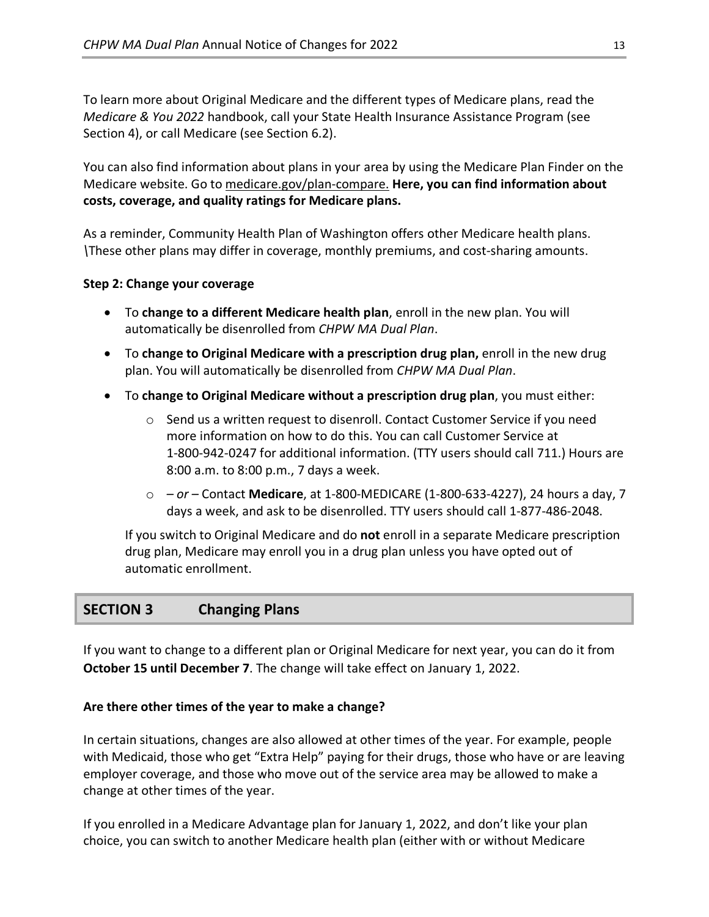To learn more about Original Medicare and the different types of Medicare plans, read the *Medicare & You 2022* handbook, call your State Health Insurance Assistance Program (see Section 4), or call Medicare (see Section 6.2).

You can also find information about plans in your area by using the Medicare Plan Finder on the Medicare website. Go to medicare.gov/plan-compare. **Here, you can find information about costs, coverage, and quality ratings for Medicare plans.**

As a reminder, Community Health Plan of Washington offers other Medicare health plans. \These other plans may differ in coverage, monthly premiums, and cost-sharing amounts.

**Step 2: Change your coverage**

- To **change to a different Medicare health plan**, enroll in the new plan. You will automatically be disenrolled from *CHPW MA Dual Plan*.
- To **change to Original Medicare with a prescription drug plan,** enroll in the new drug plan. You will automatically be disenrolled from *CHPW MA Dual Plan*.
- To **change to Original Medicare without a prescription drug plan**, you must either:
  - Send us a written request to disenroll. Contact Customer Service if you need more information on how to do this. You can call Customer Service at 1-800-942-0247 for additional information. (TTY users should call 711.) Hours are 8:00 a.m. to 8:00 p.m., 7 days a week.
  - – *or* – Contact **Medicare**, at 1-800-MEDICARE (1-800-633-4227), 24 hours a day, 7 days a week, and ask to be disenrolled. TTY users should call 1-877-486-2048.

  If you switch to Original Medicare and do **not** enroll in a separate Medicare prescription drug plan, Medicare may enroll you in a drug plan unless you have opted out of automatic enrollment.

## SECTION 3 Changing Plans

If you want to change to a different plan or Original Medicare for next year, you can do it from **October 15 until December 7**. The change will take effect on January 1, 2022.

**Are there other times of the year to make a change?**

In certain situations, changes are also allowed at other times of the year. For example, people with Medicaid, those who get "Extra Help" paying for their drugs, those who have or are leaving employer coverage, and those who move out of the service area may be allowed to make a change at other times of the year.

If you enrolled in a Medicare Advantage plan for January 1, 2022, and don't like your plan choice, you can switch to another Medicare health plan (either with or without Medicare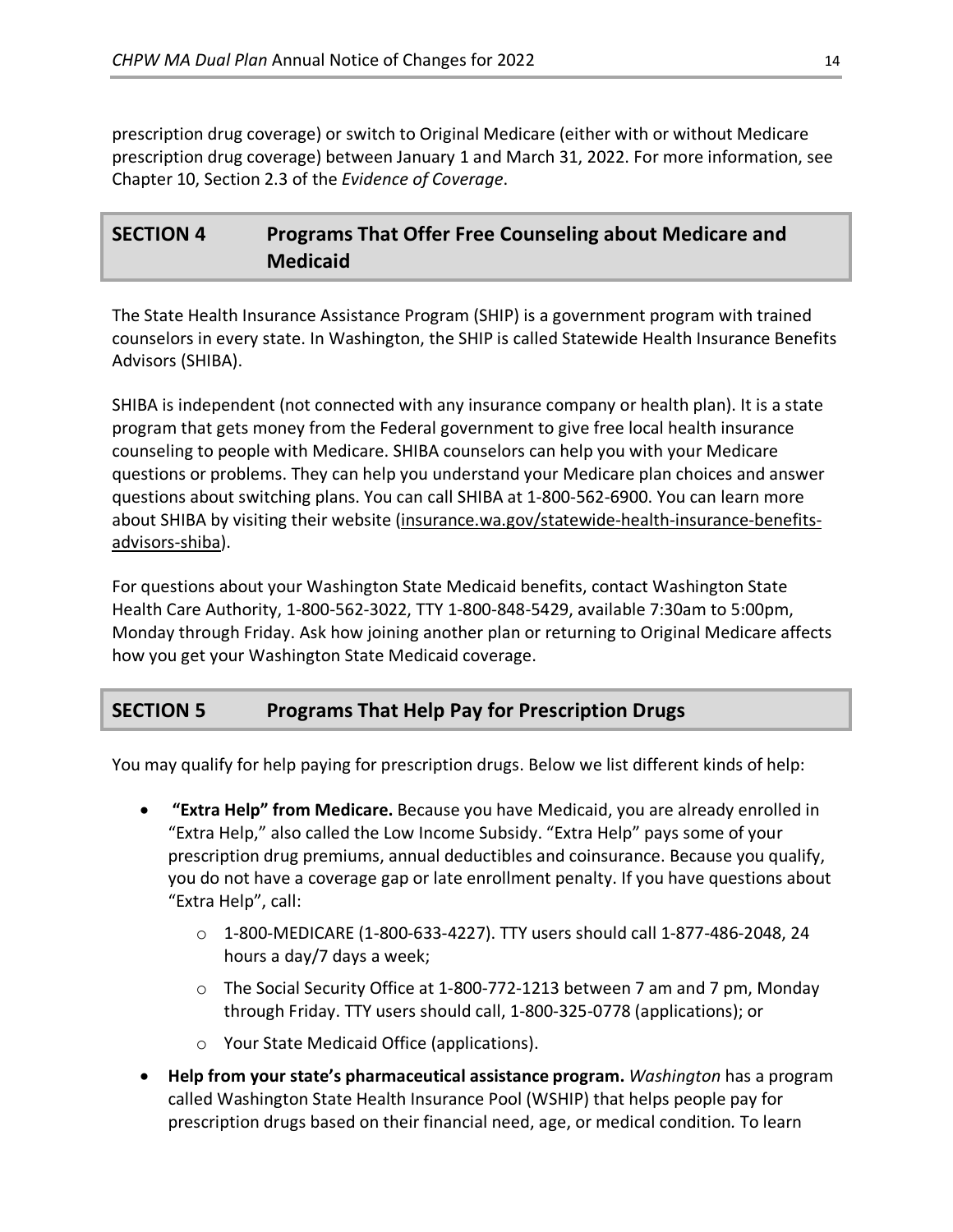prescription drug coverage) or switch to Original Medicare (either with or without Medicare prescription drug coverage) between January 1 and March 31, 2022. For more information, see Chapter 10, Section 2.3 of the *Evidence of Coverage*.

## SECTION 4 Programs That Offer Free Counseling about Medicare and Medicaid

The State Health Insurance Assistance Program (SHIP) is a government program with trained counselors in every state. In Washington, the SHIP is called Statewide Health Insurance Benefits Advisors (SHIBA).

SHIBA is independent (not connected with any insurance company or health plan). It is a state program that gets money from the Federal government to give free local health insurance counseling to people with Medicare. SHIBA counselors can help you with your Medicare questions or problems. They can help you understand your Medicare plan choices and answer questions about switching plans. You can call SHIBA at 1-800-562-6900. You can learn more about SHIBA by visiting their website (insurance.wa.gov/statewide-health-insurance-benefits-advisors-shiba).

For questions about your Washington State Medicaid benefits, contact Washington State Health Care Authority, 1-800-562-3022, TTY 1-800-848-5429, available 7:30am to 5:00pm, Monday through Friday. Ask how joining another plan or returning to Original Medicare affects how you get your Washington State Medicaid coverage.

## SECTION 5 Programs That Help Pay for Prescription Drugs

You may qualify for help paying for prescription drugs. Below we list different kinds of help:

- **"Extra Help" from Medicare.** Because you have Medicaid, you are already enrolled in "Extra Help," also called the Low Income Subsidy. "Extra Help" pays some of your prescription drug premiums, annual deductibles and coinsurance. Because you qualify, you do not have a coverage gap or late enrollment penalty. If you have questions about "Extra Help", call:
  - 1-800-MEDICARE (1-800-633-4227). TTY users should call 1-877-486-2048, 24 hours a day/7 days a week;
  - The Social Security Office at 1-800-772-1213 between 7 am and 7 pm, Monday through Friday. TTY users should call, 1-800-325-0778 (applications); or
  - Your State Medicaid Office (applications).
- **Help from your state's pharmaceutical assistance program.** *Washington* has a program called Washington State Health Insurance Pool (WSHIP) that helps people pay for prescription drugs based on their financial need, age, or medical condition. To learn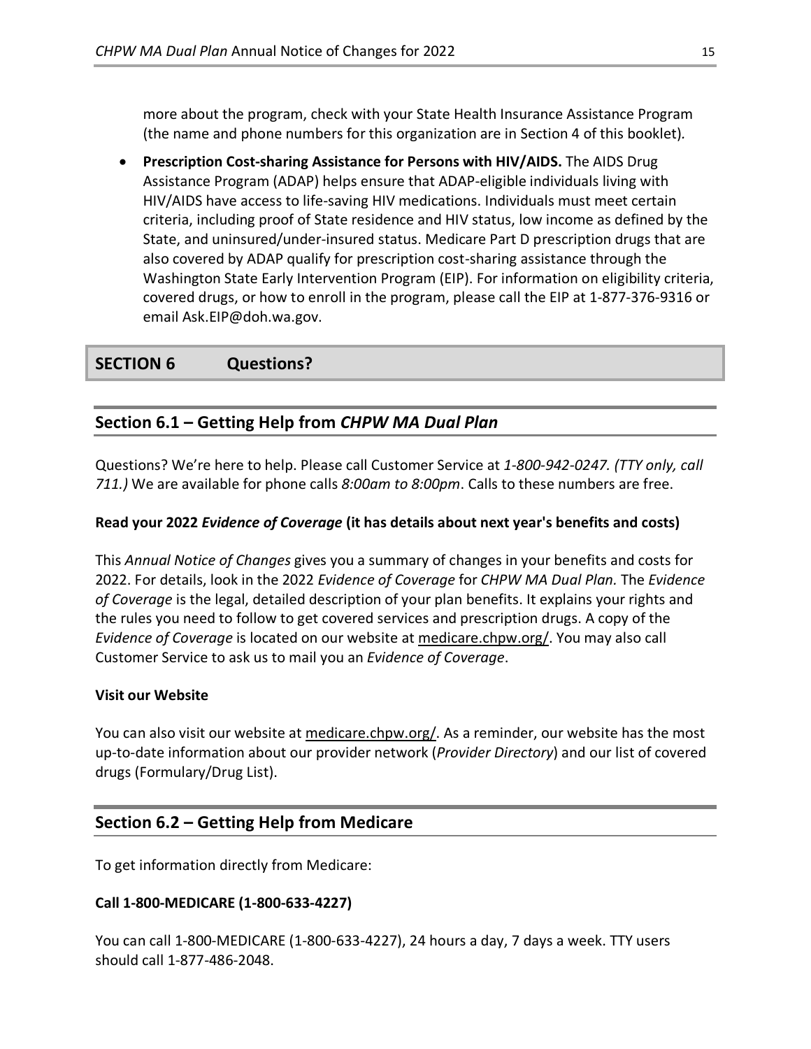more about the program, check with your State Health Insurance Assistance Program (the name and phone numbers for this organization are in Section 4 of this booklet).

- **Prescription Cost-sharing Assistance for Persons with HIV/AIDS.** The AIDS Drug Assistance Program (ADAP) helps ensure that ADAP-eligible individuals living with HIV/AIDS have access to life-saving HIV medications. Individuals must meet certain criteria, including proof of State residence and HIV status, low income as defined by the State, and uninsured/under-insured status. Medicare Part D prescription drugs that are also covered by ADAP qualify for prescription cost-sharing assistance through the Washington State Early Intervention Program (EIP). For information on eligibility criteria, covered drugs, or how to enroll in the program, please call the EIP at 1-877-376-9316 or email Ask.EIP@doh.wa.gov.

# SECTION 6 Questions?

## Section 6.1 – Getting Help from *CHPW MA Dual Plan*

Questions? We're here to help. Please call Customer Service at *1-800-942-0247. (TTY only, call 711.)* We are available for phone calls *8:00am to 8:00pm*. Calls to these numbers are free.

**Read your 2022 *Evidence of Coverage* (it has details about next year's benefits and costs)**

This *Annual Notice of Changes* gives you a summary of changes in your benefits and costs for 2022. For details, look in the 2022 *Evidence of Coverage* for *CHPW MA Dual Plan.* The *Evidence of Coverage* is the legal, detailed description of your plan benefits. It explains your rights and the rules you need to follow to get covered services and prescription drugs. A copy of the *Evidence of Coverage* is located on our website at medicare.chpw.org/. You may also call Customer Service to ask us to mail you an *Evidence of Coverage*.

**Visit our Website**

You can also visit our website at medicare.chpw.org/. As a reminder, our website has the most up-to-date information about our provider network (*Provider Directory*) and our list of covered drugs (Formulary/Drug List).

## Section 6.2 – Getting Help from Medicare

To get information directly from Medicare:

**Call 1-800-MEDICARE (1-800-633-4227)**

You can call 1-800-MEDICARE (1-800-633-4227), 24 hours a day, 7 days a week. TTY users should call 1-877-486-2048.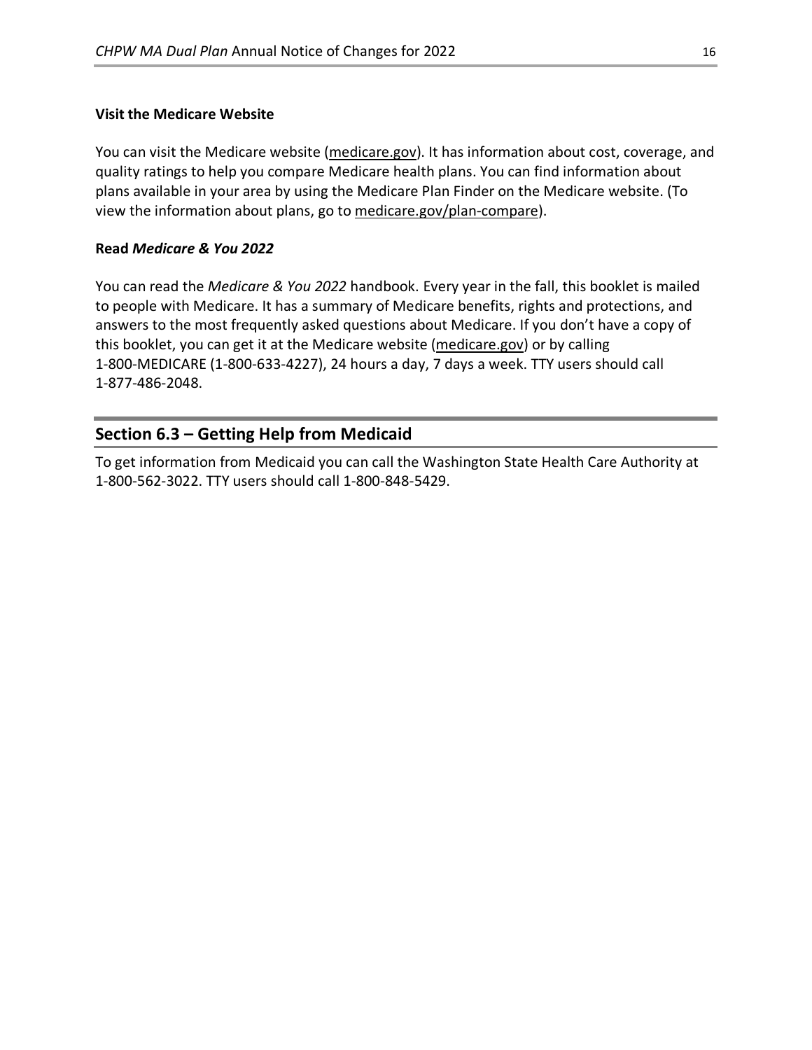**Visit the Medicare Website**

You can visit the Medicare website (medicare.gov). It has information about cost, coverage, and quality ratings to help you compare Medicare health plans. You can find information about plans available in your area by using the Medicare Plan Finder on the Medicare website. (To view the information about plans, go to medicare.gov/plan-compare).

**Read *Medicare & You 2022***

You can read the *Medicare & You 2022* handbook. Every year in the fall, this booklet is mailed to people with Medicare. It has a summary of Medicare benefits, rights and protections, and answers to the most frequently asked questions about Medicare. If you don't have a copy of this booklet, you can get it at the Medicare website (medicare.gov) or by calling 1-800-MEDICARE (1-800-633-4227), 24 hours a day, 7 days a week. TTY users should call 1-877-486-2048.

## Section 6.3 – Getting Help from Medicaid

To get information from Medicaid you can call the Washington State Health Care Authority at 1-800-562-3022. TTY users should call 1-800-848-5429.